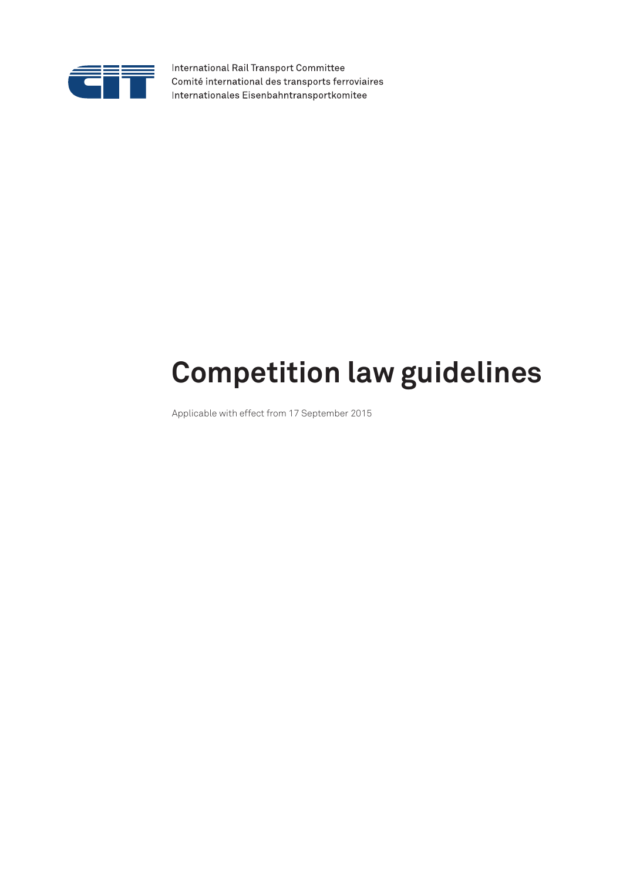International Rail Transport Committee
Comité international des transports ferroviaires
Internationales Eisenbahntransportkomitee

# Competition law guidelines

Applicable with effect from 17 September 2015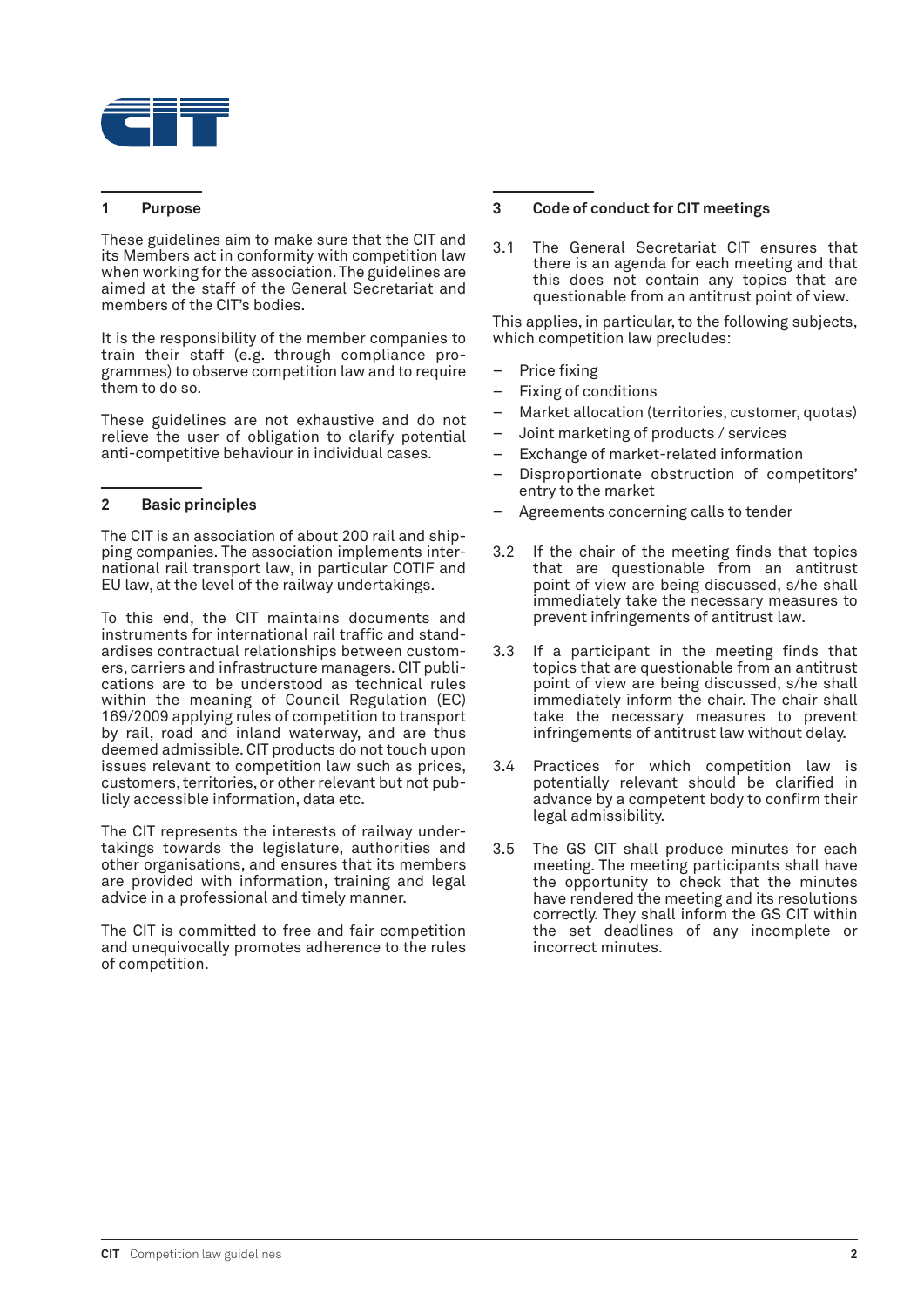## 1 Purpose

These guidelines aim to make sure that the CIT and its Members act in conformity with competition law when working for the association. The guidelines are aimed at the staff of the General Secretariat and members of the CIT's bodies.

It is the responsibility of the member companies to train their staff (e.g. through compliance programmes) to observe competition law and to require them to do so.

These guidelines are not exhaustive and do not relieve the user of obligation to clarify potential anti-competitive behaviour in individual cases.

## 2 Basic principles

The CIT is an association of about 200 rail and shipping companies. The association implements international rail transport law, in particular COTIF and EU law, at the level of the railway undertakings.

To this end, the CIT maintains documents and instruments for international rail traffic and standardises contractual relationships between customers, carriers and infrastructure managers. CIT publications are to be understood as technical rules within the meaning of Council Regulation (EC) 169/2009 applying rules of competition to transport by rail, road and inland waterway, and are thus deemed admissible. CIT products do not touch upon issues relevant to competition law such as prices, customers, territories, or other relevant but not publicly accessible information, data etc.

The CIT represents the interests of railway undertakings towards the legislature, authorities and other organisations, and ensures that its members are provided with information, training and legal advice in a professional and timely manner.

The CIT is committed to free and fair competition and unequivocally promotes adherence to the rules of competition.

## 3 Code of conduct for CIT meetings

3.1 The General Secretariat CIT ensures that there is an agenda for each meeting and that this does not contain any topics that are questionable from an antitrust point of view.

This applies, in particular, to the following subjects, which competition law precludes:

- Price fixing
- Fixing of conditions
- Market allocation (territories, customer, quotas)
- Joint marketing of products / services
- Exchange of market-related information
- Disproportionate obstruction of competitors' entry to the market
- Agreements concerning calls to tender

3.2 If the chair of the meeting finds that topics that are questionable from an antitrust point of view are being discussed, s/he shall immediately take the necessary measures to prevent infringements of antitrust law.

3.3 If a participant in the meeting finds that topics that are questionable from an antitrust point of view are being discussed, s/he shall immediately inform the chair. The chair shall take the necessary measures to prevent infringements of antitrust law without delay.

3.4 Practices for which competition law is potentially relevant should be clarified in advance by a competent body to confirm their legal admissibility.

3.5 The GS CIT shall produce minutes for each meeting. The meeting participants shall have the opportunity to check that the minutes have rendered the meeting and its resolutions correctly. They shall inform the GS CIT within the set deadlines of any incomplete or incorrect minutes.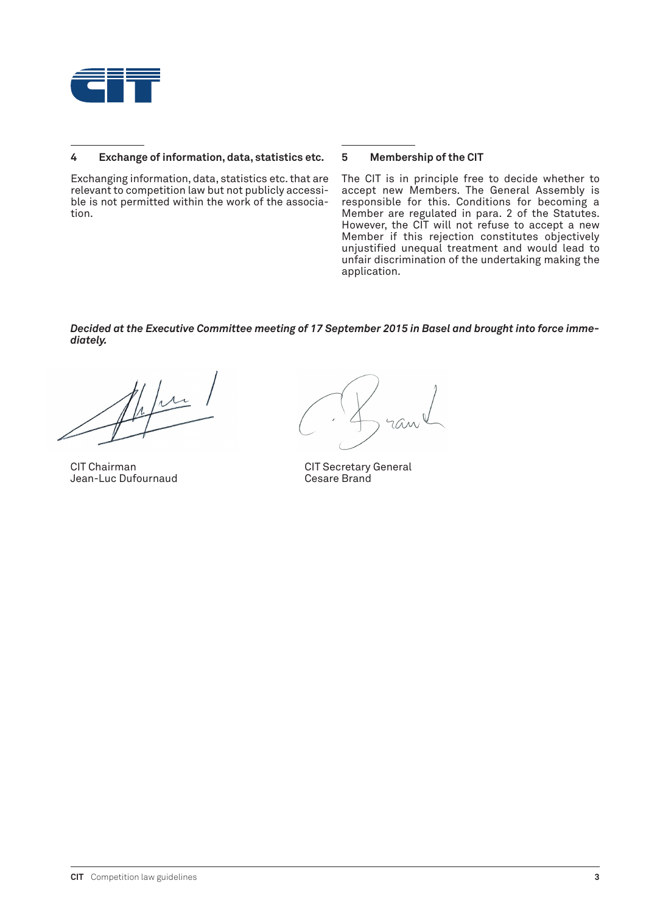## 4 Exchange of information, data, statistics etc.

Exchanging information, data, statistics etc. that are relevant to competition law but not publicly accessible is not permitted within the work of the association.

## 5 Membership of the CIT

The CIT is in principle free to decide whether to accept new Members. The General Assembly is responsible for this. Conditions for becoming a Member are regulated in para. 2 of the Statutes. However, the CIT will not refuse to accept a new Member if this rejection constitutes objectively unjustified unequal treatment and would lead to unfair discrimination of the undertaking making the application.

***Decided at the Executive Committee meeting of 17 September 2015 in Basel and brought into force immediately.***

CIT Chairman
Jean-Luc Dufournaud

CIT Secretary General
Cesare Brand